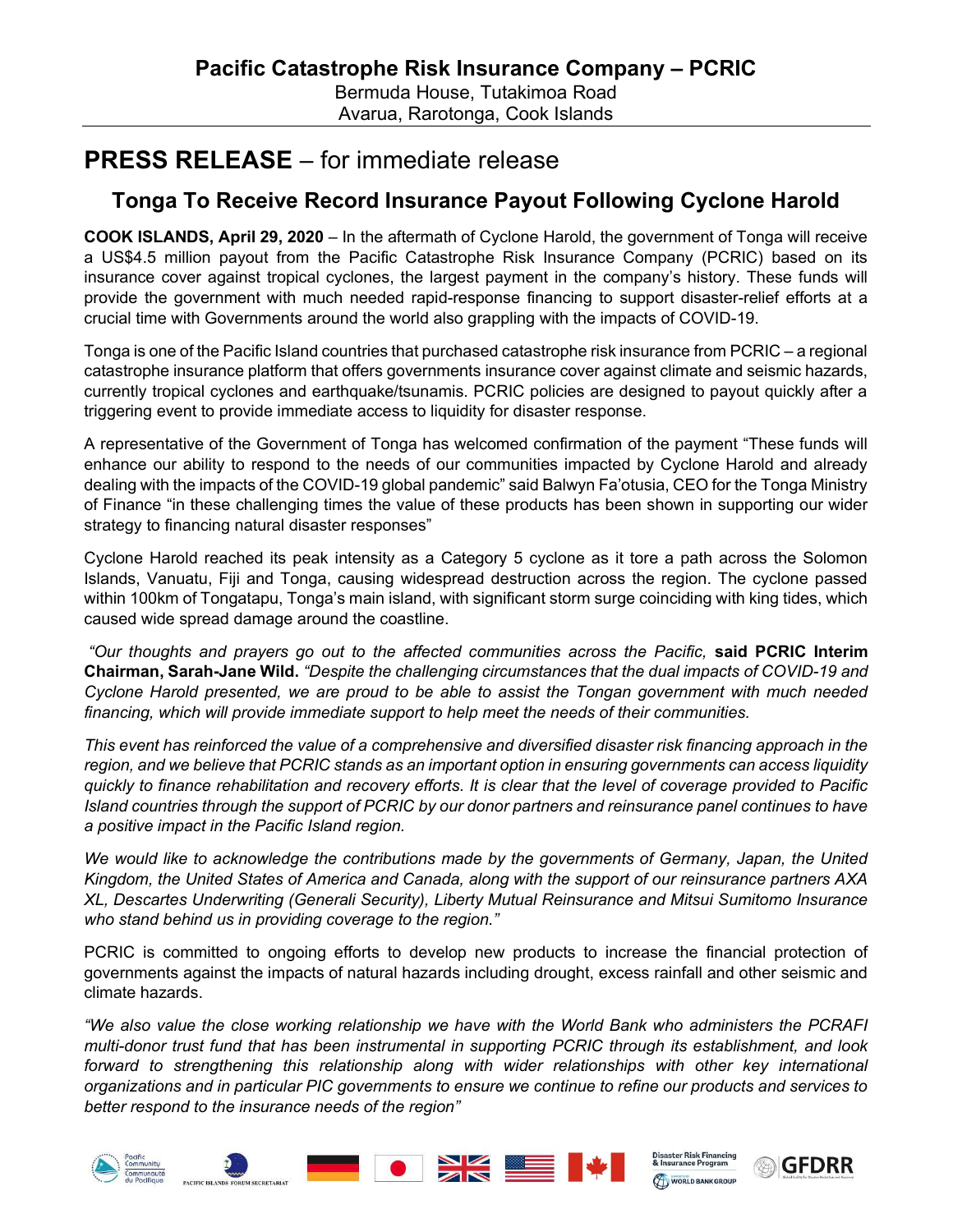# Pacific Catastrophe Risk Insurance Company – PCRIC

Bermuda House, Tutakimoa Road
Avarua, Rarotonga, Cook Islands

# PRESS RELEASE – for immediate release

## Tonga To Receive Record Insurance Payout Following Cyclone Harold

**COOK ISLANDS, April 29, 2020** – In the aftermath of Cyclone Harold, the government of Tonga will receive a US$4.5 million payout from the Pacific Catastrophe Risk Insurance Company (PCRIC) based on its insurance cover against tropical cyclones, the largest payment in the company's history. These funds will provide the government with much needed rapid-response financing to support disaster-relief efforts at a crucial time with Governments around the world also grappling with the impacts of COVID-19.

Tonga is one of the Pacific Island countries that purchased catastrophe risk insurance from PCRIC – a regional catastrophe insurance platform that offers governments insurance cover against climate and seismic hazards, currently tropical cyclones and earthquake/tsunamis. PCRIC policies are designed to payout quickly after a triggering event to provide immediate access to liquidity for disaster response.

A representative of the Government of Tonga has welcomed confirmation of the payment "These funds will enhance our ability to respond to the needs of our communities impacted by Cyclone Harold and already dealing with the impacts of the COVID-19 global pandemic" said Balwyn Fa'otusia, CEO for the Tonga Ministry of Finance "in these challenging times the value of these products has been shown in supporting our wider strategy to financing natural disaster responses"

Cyclone Harold reached its peak intensity as a Category 5 cyclone as it tore a path across the Solomon Islands, Vanuatu, Fiji and Tonga, causing widespread destruction across the region. The cyclone passed within 100km of Tongatapu, Tonga's main island, with significant storm surge coinciding with king tides, which caused wide spread damage around the coastline.

*"Our thoughts and prayers go out to the affected communities across the Pacific,* **said PCRIC Interim Chairman, Sarah-Jane Wild.** *"Despite the challenging circumstances that the dual impacts of COVID-19 and Cyclone Harold presented, we are proud to be able to assist the Tongan government with much needed financing, which will provide immediate support to help meet the needs of their communities.*

*This event has reinforced the value of a comprehensive and diversified disaster risk financing approach in the region, and we believe that PCRIC stands as an important option in ensuring governments can access liquidity quickly to finance rehabilitation and recovery efforts. It is clear that the level of coverage provided to Pacific Island countries through the support of PCRIC by our donor partners and reinsurance panel continues to have a positive impact in the Pacific Island region.*

*We would like to acknowledge the contributions made by the governments of Germany, Japan, the United Kingdom, the United States of America and Canada, along with the support of our reinsurance partners AXA XL, Descartes Underwriting (Generali Security), Liberty Mutual Reinsurance and Mitsui Sumitomo Insurance who stand behind us in providing coverage to the region."*

PCRIC is committed to ongoing efforts to develop new products to increase the financial protection of governments against the impacts of natural hazards including drought, excess rainfall and other seismic and climate hazards.

*"We also value the close working relationship we have with the World Bank who administers the PCRAFI multi-donor trust fund that has been instrumental in supporting PCRIC through its establishment, and look forward to strengthening this relationship along with wider relationships with other key international organizations and in particular PIC governments to ensure we continue to refine our products and services to better respond to the insurance needs of the region"*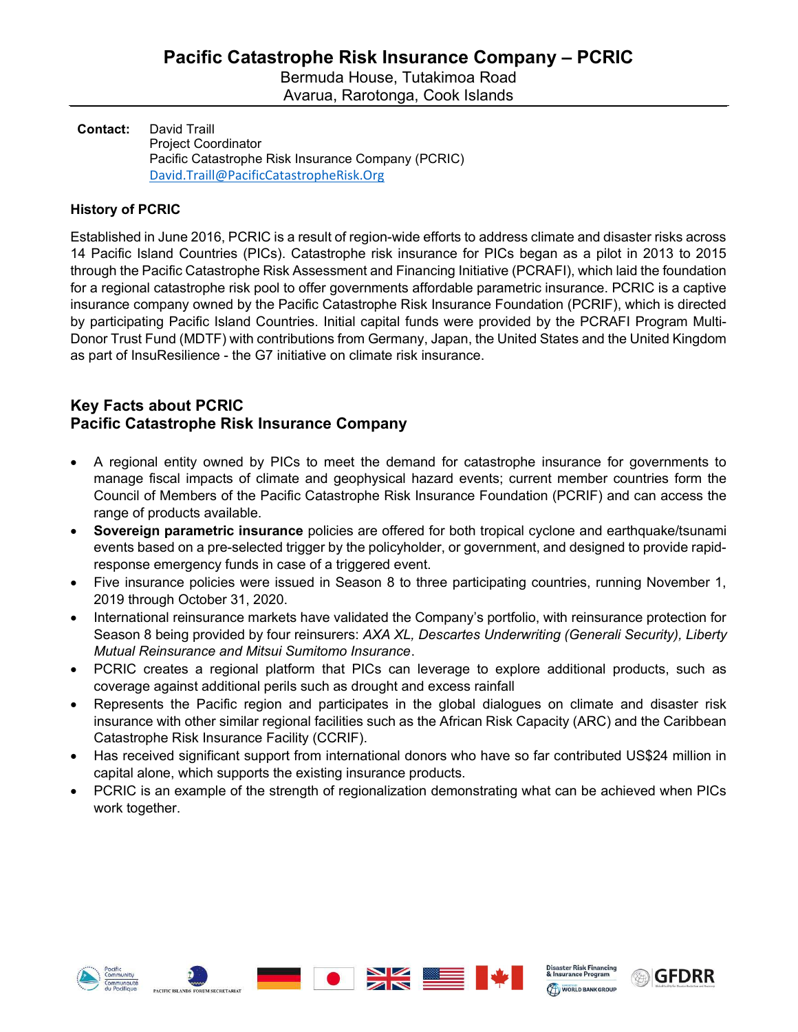# Pacific Catastrophe Risk Insurance Company – PCRIC

Bermuda House, Tutakimoa Road
Avarua, Rarotonga, Cook Islands

**Contact:** David Traill
Project Coordinator
Pacific Catastrophe Risk Insurance Company (PCRIC)
David.Traill@PacificCatastropheRisk.Org

### History of PCRIC

Established in June 2016, PCRIC is a result of region-wide efforts to address climate and disaster risks across 14 Pacific Island Countries (PICs). Catastrophe risk insurance for PICs began as a pilot in 2013 to 2015 through the Pacific Catastrophe Risk Assessment and Financing Initiative (PCRAFI), which laid the foundation for a regional catastrophe risk pool to offer governments affordable parametric insurance. PCRIC is a captive insurance company owned by the Pacific Catastrophe Risk Insurance Foundation (PCRIF), which is directed by participating Pacific Island Countries. Initial capital funds were provided by the PCRAFI Program Multi-Donor Trust Fund (MDTF) with contributions from Germany, Japan, the United States and the United Kingdom as part of InsuResilience - the G7 initiative on climate risk insurance.

## Key Facts about PCRIC
## Pacific Catastrophe Risk Insurance Company

- A regional entity owned by PICs to meet the demand for catastrophe insurance for governments to manage fiscal impacts of climate and geophysical hazard events; current member countries form the Council of Members of the Pacific Catastrophe Risk Insurance Foundation (PCRIF) and can access the range of products available.
- **Sovereign parametric insurance** policies are offered for both tropical cyclone and earthquake/tsunami events based on a pre-selected trigger by the policyholder, or government, and designed to provide rapid-response emergency funds in case of a triggered event.
- Five insurance policies were issued in Season 8 to three participating countries, running November 1, 2019 through October 31, 2020.
- International reinsurance markets have validated the Company's portfolio, with reinsurance protection for Season 8 being provided by four reinsurers: *AXA XL, Descartes Underwriting (Generali Security), Liberty Mutual Reinsurance and Mitsui Sumitomo Insurance*.
- PCRIC creates a regional platform that PICs can leverage to explore additional products, such as coverage against additional perils such as drought and excess rainfall
- Represents the Pacific region and participates in the global dialogues on climate and disaster risk insurance with other similar regional facilities such as the African Risk Capacity (ARC) and the Caribbean Catastrophe Risk Insurance Facility (CCRIF).
- Has received significant support from international donors who have so far contributed US$24 million in capital alone, which supports the existing insurance products.
- PCRIC is an example of the strength of regionalization demonstrating what can be achieved when PICs work together.